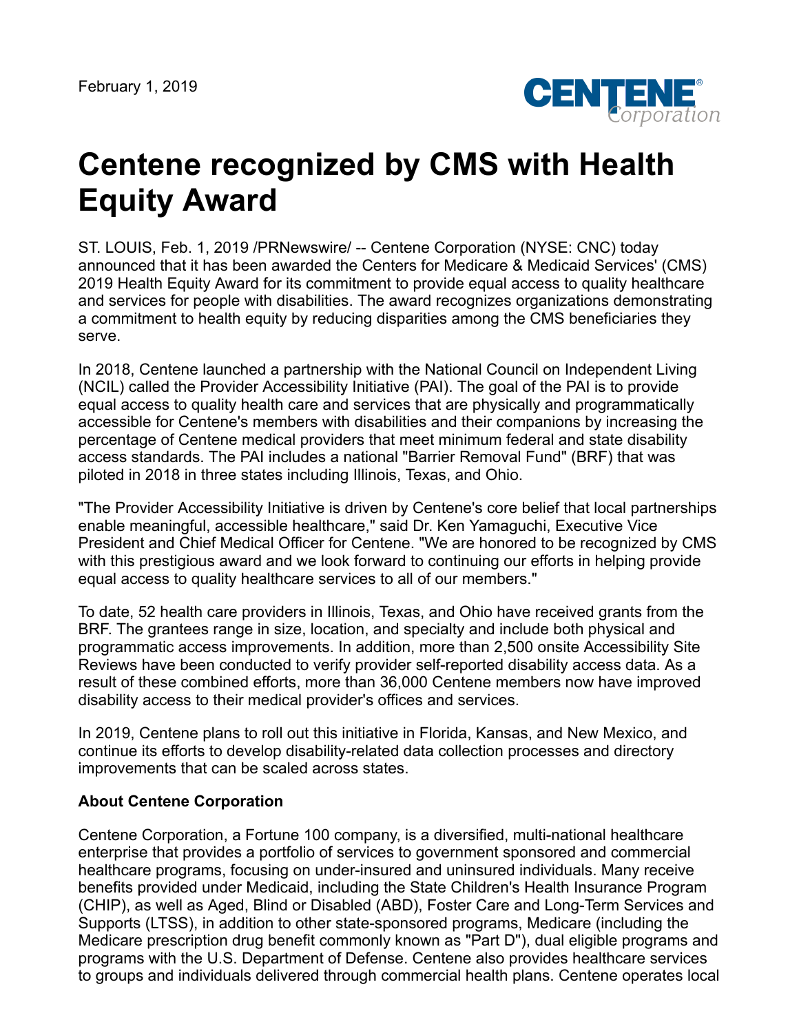February 1, 2019

# Centene recognized by CMS with Health Equity Award

ST. LOUIS, Feb. 1, 2019 /PRNewswire/ -- Centene Corporation (NYSE: CNC) today announced that it has been awarded the Centers for Medicare & Medicaid Services' (CMS) 2019 Health Equity Award for its commitment to provide equal access to quality healthcare and services for people with disabilities. The award recognizes organizations demonstrating a commitment to health equity by reducing disparities among the CMS beneficiaries they serve.

In 2018, Centene launched a partnership with the National Council on Independent Living (NCIL) called the Provider Accessibility Initiative (PAI). The goal of the PAI is to provide equal access to quality health care and services that are physically and programmatically accessible for Centene's members with disabilities and their companions by increasing the percentage of Centene medical providers that meet minimum federal and state disability access standards. The PAI includes a national "Barrier Removal Fund" (BRF) that was piloted in 2018 in three states including Illinois, Texas, and Ohio.

"The Provider Accessibility Initiative is driven by Centene's core belief that local partnerships enable meaningful, accessible healthcare," said Dr. Ken Yamaguchi, Executive Vice President and Chief Medical Officer for Centene. "We are honored to be recognized by CMS with this prestigious award and we look forward to continuing our efforts in helping provide equal access to quality healthcare services to all of our members."

To date, 52 health care providers in Illinois, Texas, and Ohio have received grants from the BRF. The grantees range in size, location, and specialty and include both physical and programmatic access improvements. In addition, more than 2,500 onsite Accessibility Site Reviews have been conducted to verify provider self-reported disability access data. As a result of these combined efforts, more than 36,000 Centene members now have improved disability access to their medical provider's offices and services.

In 2019, Centene plans to roll out this initiative in Florida, Kansas, and New Mexico, and continue its efforts to develop disability-related data collection processes and directory improvements that can be scaled across states.

**About Centene Corporation**

Centene Corporation, a Fortune 100 company, is a diversified, multi-national healthcare enterprise that provides a portfolio of services to government sponsored and commercial healthcare programs, focusing on under-insured and uninsured individuals. Many receive benefits provided under Medicaid, including the State Children's Health Insurance Program (CHIP), as well as Aged, Blind or Disabled (ABD), Foster Care and Long-Term Services and Supports (LTSS), in addition to other state-sponsored programs, Medicare (including the Medicare prescription drug benefit commonly known as "Part D"), dual eligible programs and programs with the U.S. Department of Defense. Centene also provides healthcare services to groups and individuals delivered through commercial health plans. Centene operates local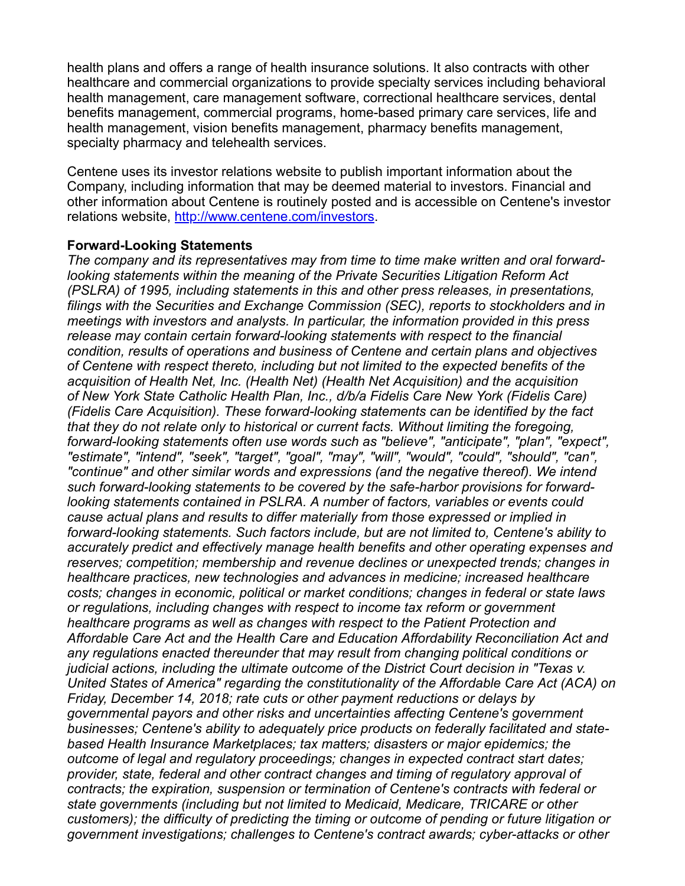health plans and offers a range of health insurance solutions. It also contracts with other healthcare and commercial organizations to provide specialty services including behavioral health management, care management software, correctional healthcare services, dental benefits management, commercial programs, home-based primary care services, life and health management, vision benefits management, pharmacy benefits management, specialty pharmacy and telehealth services.

Centene uses its investor relations website to publish important information about the Company, including information that may be deemed material to investors. Financial and other information about Centene is routinely posted and is accessible on Centene's investor relations website, [http://www.centene.com/investors](http://www.centene.com/investors).

**Forward-Looking Statements**

*The company and its representatives may from time to time make written and oral forward-looking statements within the meaning of the Private Securities Litigation Reform Act (PSLRA) of 1995, including statements in this and other press releases, in presentations, filings with the Securities and Exchange Commission (SEC), reports to stockholders and in meetings with investors and analysts. In particular, the information provided in this press release may contain certain forward-looking statements with respect to the financial condition, results of operations and business of Centene and certain plans and objectives of Centene with respect thereto, including but not limited to the expected benefits of the acquisition of Health Net, Inc. (Health Net) (Health Net Acquisition) and the acquisition of New York State Catholic Health Plan, Inc., d/b/a Fidelis Care New York (Fidelis Care) (Fidelis Care Acquisition). These forward-looking statements can be identified by the fact that they do not relate only to historical or current facts. Without limiting the foregoing, forward-looking statements often use words such as "believe", "anticipate", "plan", "expect", "estimate", "intend", "seek", "target", "goal", "may", "will", "would", "could", "should", "can", "continue" and other similar words and expressions (and the negative thereof). We intend such forward-looking statements to be covered by the safe-harbor provisions for forward-looking statements contained in PSLRA. A number of factors, variables or events could cause actual plans and results to differ materially from those expressed or implied in forward-looking statements. Such factors include, but are not limited to, Centene's ability to accurately predict and effectively manage health benefits and other operating expenses and reserves; competition; membership and revenue declines or unexpected trends; changes in healthcare practices, new technologies and advances in medicine; increased healthcare costs; changes in economic, political or market conditions; changes in federal or state laws or regulations, including changes with respect to income tax reform or government healthcare programs as well as changes with respect to the Patient Protection and Affordable Care Act and the Health Care and Education Affordability Reconciliation Act and any regulations enacted thereunder that may result from changing political conditions or judicial actions, including the ultimate outcome of the District Court decision in "Texas v. United States of America" regarding the constitutionality of the Affordable Care Act (ACA) on Friday, December 14, 2018; rate cuts or other payment reductions or delays by governmental payors and other risks and uncertainties affecting Centene's government businesses; Centene's ability to adequately price products on federally facilitated and state-based Health Insurance Marketplaces; tax matters; disasters or major epidemics; the outcome of legal and regulatory proceedings; changes in expected contract start dates; provider, state, federal and other contract changes and timing of regulatory approval of contracts; the expiration, suspension or termination of Centene's contracts with federal or state governments (including but not limited to Medicaid, Medicare, TRICARE or other customers); the difficulty of predicting the timing or outcome of pending or future litigation or government investigations; challenges to Centene's contract awards; cyber-attacks or other*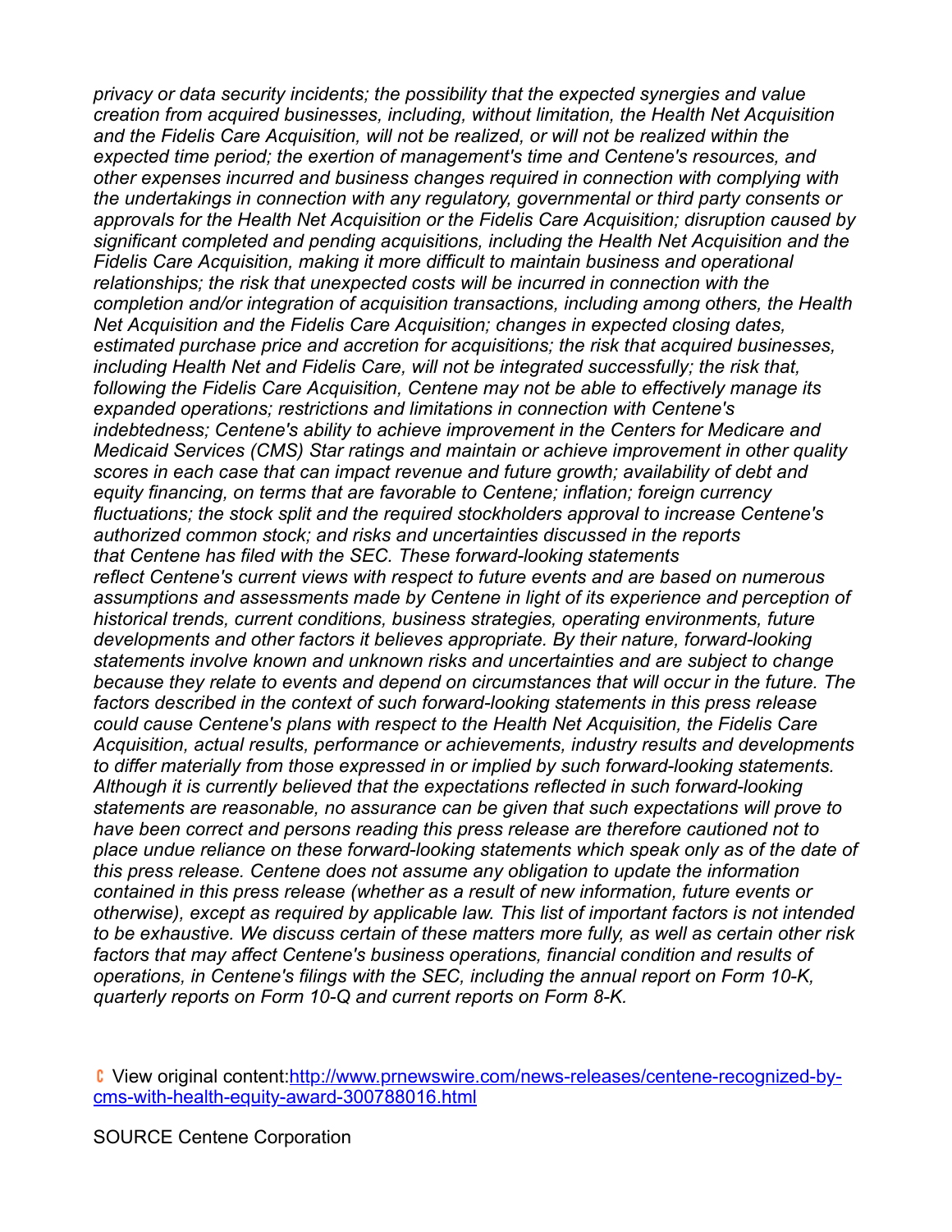*privacy or data security incidents; the possibility that the expected synergies and value creation from acquired businesses, including, without limitation, the Health Net Acquisition and the Fidelis Care Acquisition, will not be realized, or will not be realized within the expected time period; the exertion of management's time and Centene's resources, and other expenses incurred and business changes required in connection with complying with the undertakings in connection with any regulatory, governmental or third party consents or approvals for the Health Net Acquisition or the Fidelis Care Acquisition; disruption caused by significant completed and pending acquisitions, including the Health Net Acquisition and the Fidelis Care Acquisition, making it more difficult to maintain business and operational relationships; the risk that unexpected costs will be incurred in connection with the completion and/or integration of acquisition transactions, including among others, the Health Net Acquisition and the Fidelis Care Acquisition; changes in expected closing dates, estimated purchase price and accretion for acquisitions; the risk that acquired businesses, including Health Net and Fidelis Care, will not be integrated successfully; the risk that, following the Fidelis Care Acquisition, Centene may not be able to effectively manage its expanded operations; restrictions and limitations in connection with Centene's indebtedness; Centene's ability to achieve improvement in the Centers for Medicare and Medicaid Services (CMS) Star ratings and maintain or achieve improvement in other quality scores in each case that can impact revenue and future growth; availability of debt and equity financing, on terms that are favorable to Centene; inflation; foreign currency fluctuations; the stock split and the required stockholders approval to increase Centene's authorized common stock; and risks and uncertainties discussed in the reports that Centene has filed with the SEC. These forward-looking statements reflect Centene's current views with respect to future events and are based on numerous assumptions and assessments made by Centene in light of its experience and perception of historical trends, current conditions, business strategies, operating environments, future developments and other factors it believes appropriate. By their nature, forward-looking statements involve known and unknown risks and uncertainties and are subject to change because they relate to events and depend on circumstances that will occur in the future. The factors described in the context of such forward-looking statements in this press release could cause Centene's plans with respect to the Health Net Acquisition, the Fidelis Care Acquisition, actual results, performance or achievements, industry results and developments to differ materially from those expressed in or implied by such forward-looking statements. Although it is currently believed that the expectations reflected in such forward-looking statements are reasonable, no assurance can be given that such expectations will prove to have been correct and persons reading this press release are therefore cautioned not to place undue reliance on these forward-looking statements which speak only as of the date of this press release. Centene does not assume any obligation to update the information contained in this press release (whether as a result of new information, future events or otherwise), except as required by applicable law. This list of important factors is not intended to be exhaustive. We discuss certain of these matters more fully, as well as certain other risk factors that may affect Centene's business operations, financial condition and results of operations, in Centene's filings with the SEC, including the annual report on Form 10-K, quarterly reports on Form 10-Q and current reports on Form 8-K.*

View original content:[http://www.prnewswire.com/news-releases/centene-recognized-by-cms-with-health-equity-award-300788016.html](http://www.prnewswire.com/news-releases/centene-recognized-by-cms-with-health-equity-award-300788016.html)

SOURCE Centene Corporation